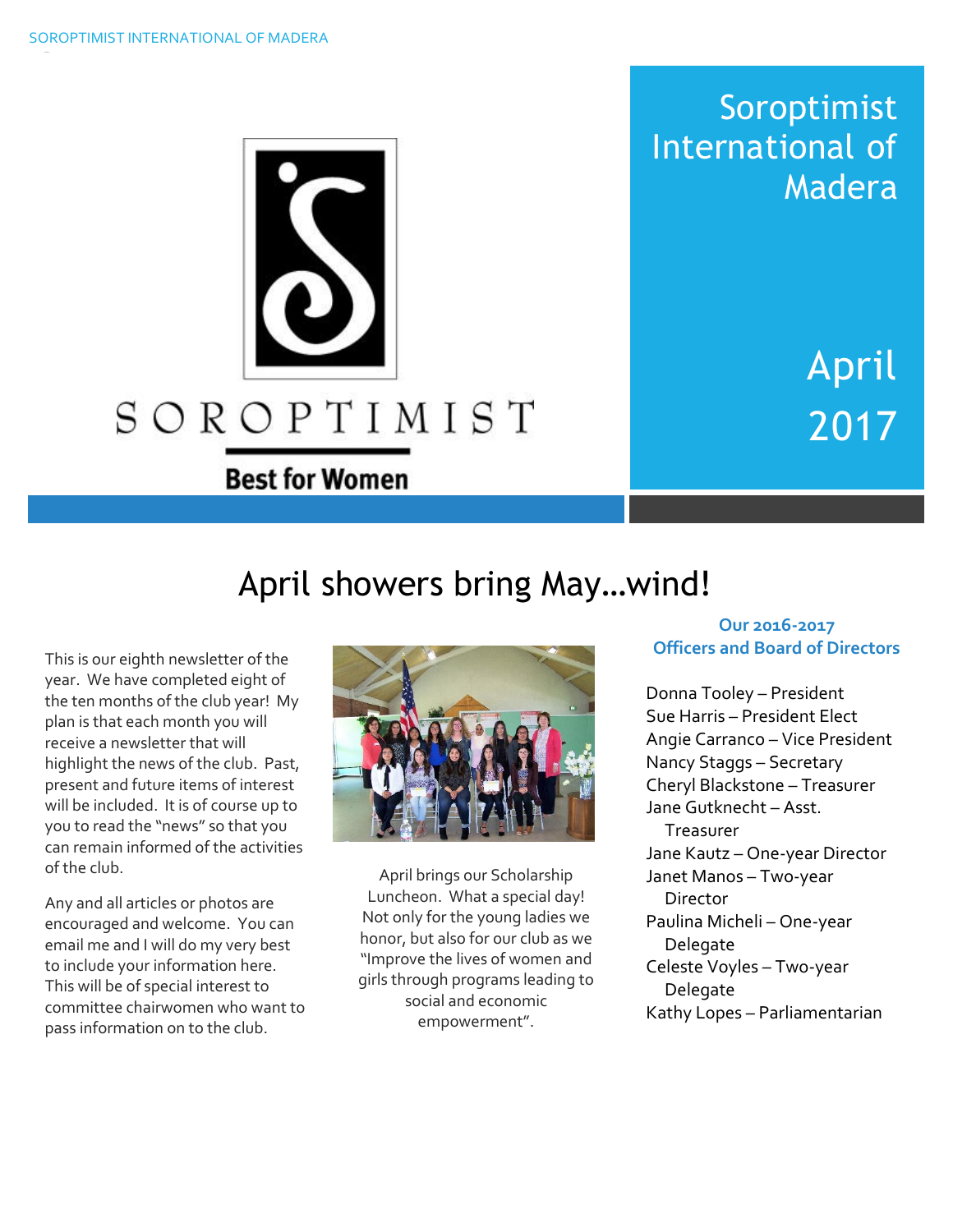SOROPTIMIST

Best for Women

# Soroptimist International of Madera

## April 2017

# April showers bring May…wind!

This is our eighth newsletter of the year. We have completed eight of the ten months of the club year! My plan is that each month you will receive a newsletter that will highlight the news of the club. Past, present and future items of interest will be included. It is of course up to you to read the "news" so that you can remain informed of the activities of the club.

Any and all articles or photos are encouraged and welcome. You can email me and I will do my very best to include your information here. This will be of special interest to committee chairwomen who want to pass information on to the club.

April brings our Scholarship Luncheon. What a special day! Not only for the young ladies we honor, but also for our club as we "Improve the lives of women and girls through programs leading to social and economic empowerment".

### Our 2016-2017 Officers and Board of Directors

Donna Tooley – President
Sue Harris – President Elect
Angie Carranco – Vice President
Nancy Staggs – Secretary
Cheryl Blackstone – Treasurer
Jane Gutknecht – Asst. Treasurer
Jane Kautz – One-year Director
Janet Manos – Two-year Director
Paulina Micheli – One-year Delegate
Celeste Voyles – Two-year Delegate
Kathy Lopes – Parliamentarian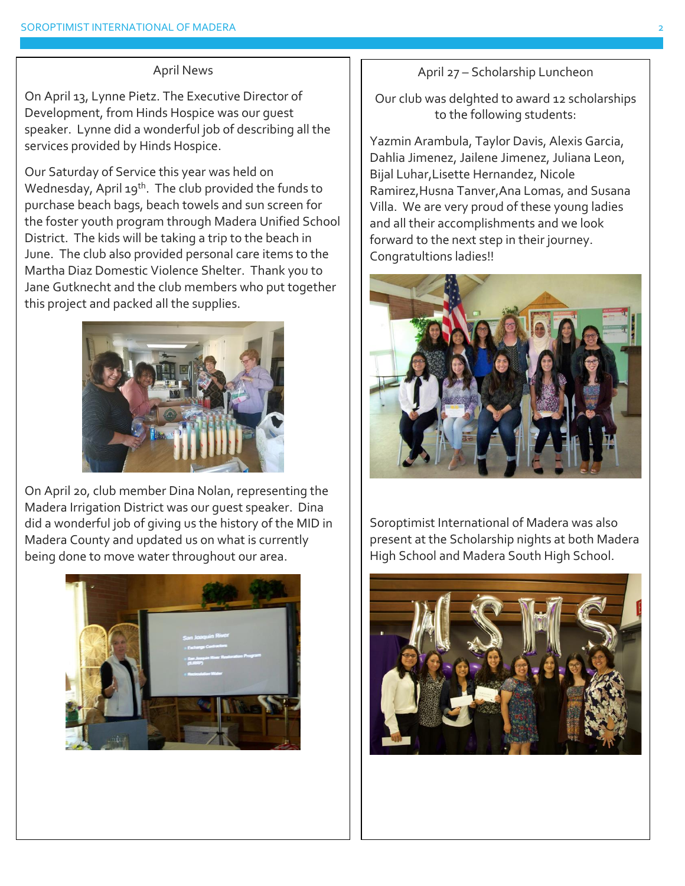## April News

On April 13, Lynne Pietz. The Executive Director of Development, from Hinds Hospice was our guest speaker. Lynne did a wonderful job of describing all the services provided by Hinds Hospice.

Our Saturday of Service this year was held on Wednesday, April 19th. The club provided the funds to purchase beach bags, beach towels and sun screen for the foster youth program through Madera Unified School District. The kids will be taking a trip to the beach in June. The club also provided personal care items to the Martha Diaz Domestic Violence Shelter. Thank you to Jane Gutknecht and the club members who put together this project and packed all the supplies.

On April 20, club member Dina Nolan, representing the Madera Irrigation District was our guest speaker. Dina did a wonderful job of giving us the history of the MID in Madera County and updated us on what is currently being done to move water throughout our area.

## April 27 – Scholarship Luncheon

Our club was delghted to award 12 scholarships to the following students:

Yazmin Arambula, Taylor Davis, Alexis Garcia, Dahlia Jimenez, Jailene Jimenez, Juliana Leon, Bijal Luhar,Lisette Hernandez, Nicole Ramirez,Husna Tanver,Ana Lomas, and Susana Villa. We are very proud of these young ladies and all their accomplishments and we look forward to the next step in their journey. Congratultions ladies!!

Soroptimist International of Madera was also present at the Scholarship nights at both Madera High School and Madera South High School.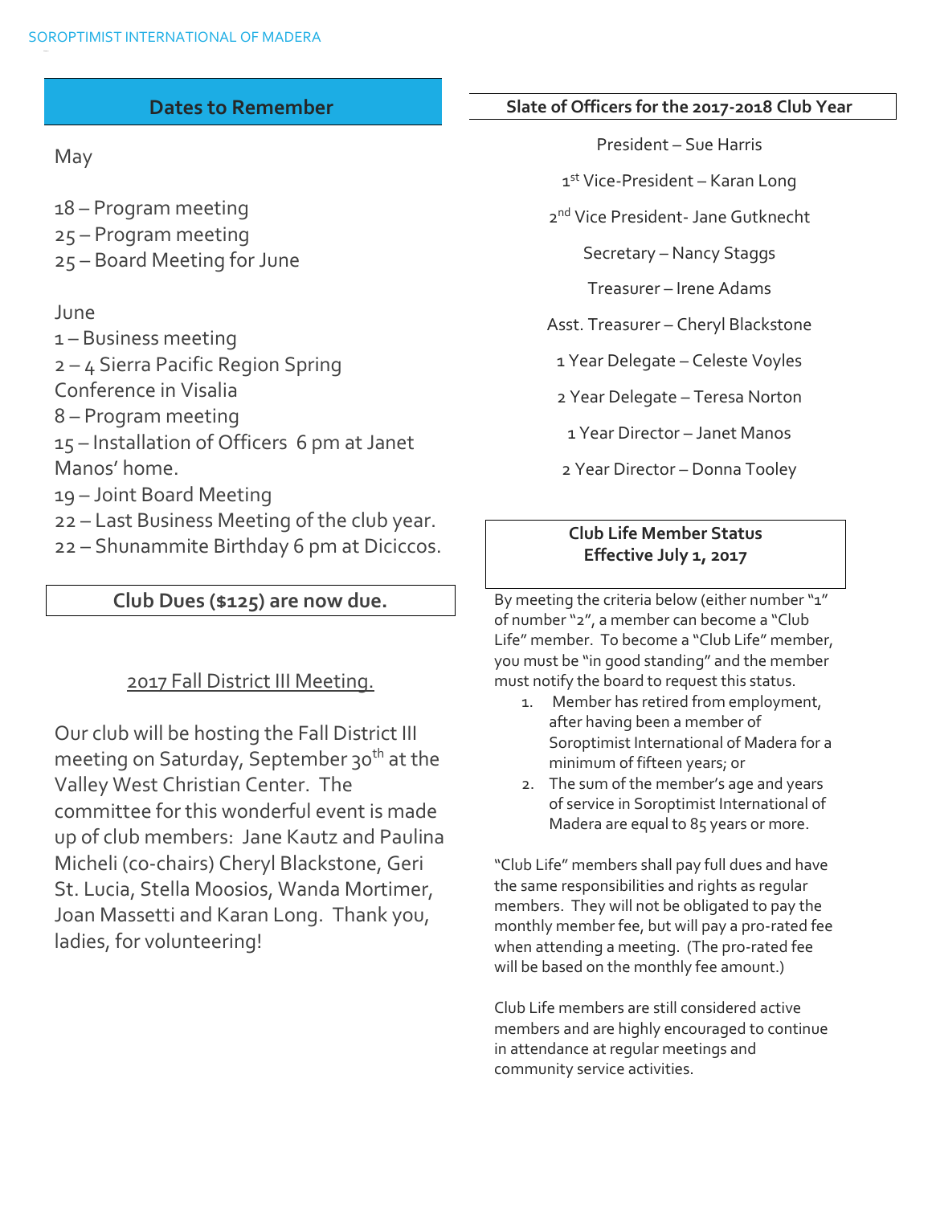## Dates to Remember

May

18 – Program meeting
25 – Program meeting
25 – Board Meeting for June

June
1 – Business meeting
2 – 4 Sierra Pacific Region Spring Conference in Visalia
8 – Program meeting
15 – Installation of Officers 6 pm at Janet Manos' home.
19 – Joint Board Meeting
22 – Last Business Meeting of the club year.
22 – Shunammite Birthday 6 pm at Diciccos.

## Club Dues ($125) are now due.

### 2017 Fall District III Meeting.

Our club will be hosting the Fall District III meeting on Saturday, September 30th at the Valley West Christian Center. The committee for this wonderful event is made up of club members: Jane Kautz and Paulina Micheli (co-chairs) Cheryl Blackstone, Geri St. Lucia, Stella Moosios, Wanda Mortimer, Joan Massetti and Karan Long. Thank you, ladies, for volunteering!

## Slate of Officers for the 2017-2018 Club Year

President – Sue Harris

1st Vice-President – Karan Long

2nd Vice President- Jane Gutknecht

Secretary – Nancy Staggs

Treasurer – Irene Adams

Asst. Treasurer – Cheryl Blackstone

1 Year Delegate – Celeste Voyles

2 Year Delegate – Teresa Norton

1 Year Director – Janet Manos

2 Year Director – Donna Tooley

## Club Life Member Status
## Effective July 1, 2017

By meeting the criteria below (either number "1" of number "2", a member can become a "Club Life" member. To become a "Club Life" member, you must be "in good standing" and the member must notify the board to request this status.

1. Member has retired from employment, after having been a member of Soroptimist International of Madera for a minimum of fifteen years; or
2. The sum of the member's age and years of service in Soroptimist International of Madera are equal to 85 years or more.

"Club Life" members shall pay full dues and have the same responsibilities and rights as regular members. They will not be obligated to pay the monthly member fee, but will pay a pro-rated fee when attending a meeting. (The pro-rated fee will be based on the monthly fee amount.)

Club Life members are still considered active members and are highly encouraged to continue in attendance at regular meetings and community service activities.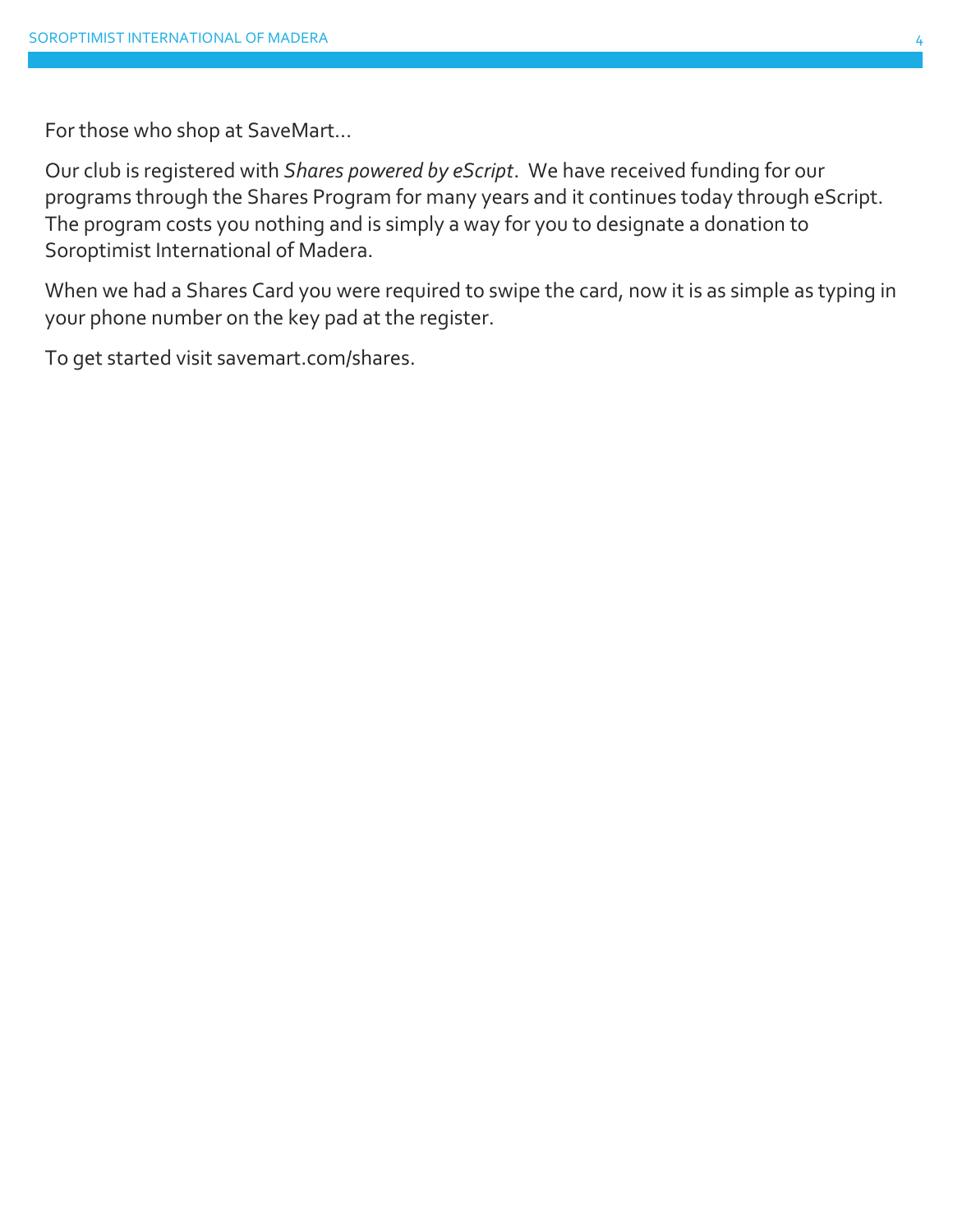For those who shop at SaveMart…

Our club is registered with *Shares powered by eScript*. We have received funding for our programs through the Shares Program for many years and it continues today through eScript. The program costs you nothing and is simply a way for you to designate a donation to Soroptimist International of Madera.

When we had a Shares Card you were required to swipe the card, now it is as simple as typing in your phone number on the key pad at the register.

To get started visit savemart.com/shares.